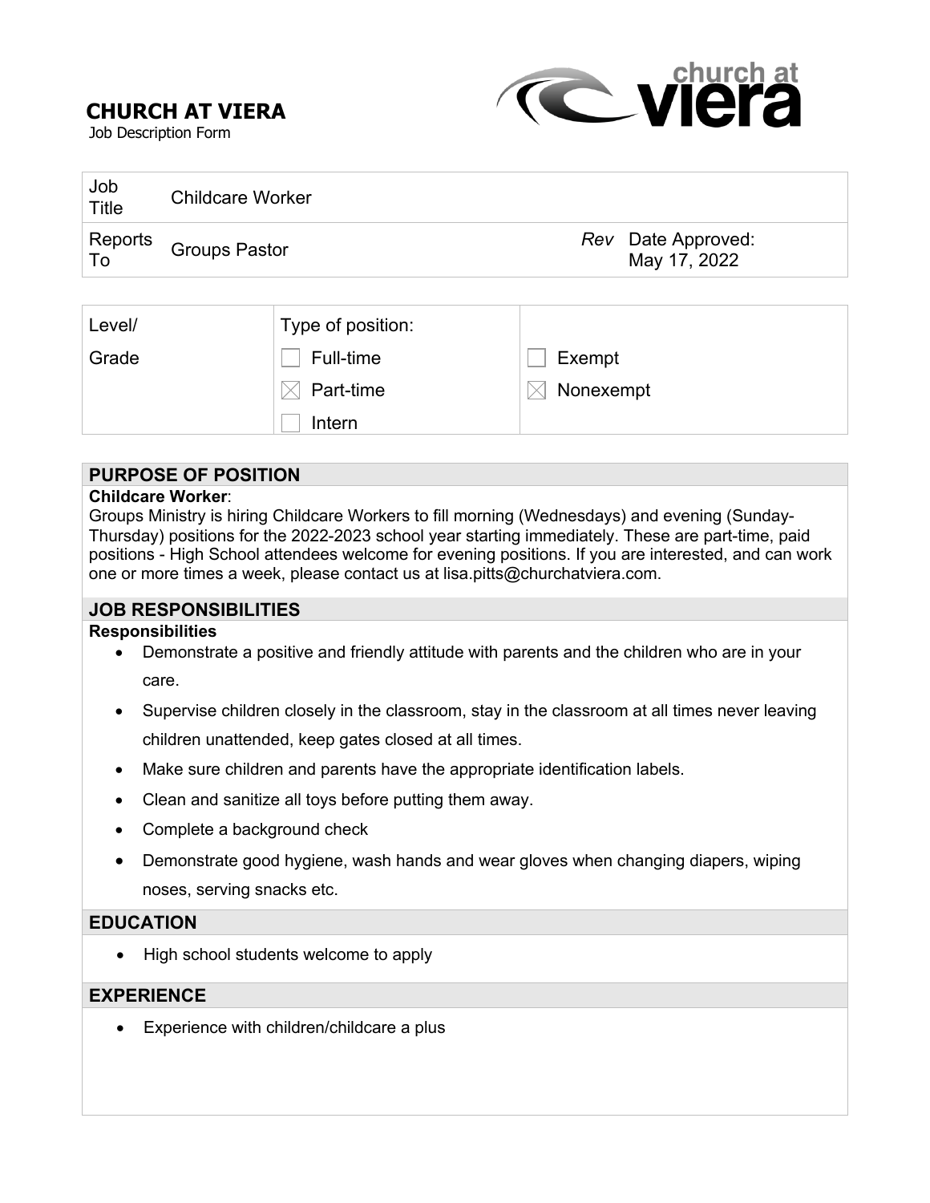# CHURCH AT VIERA

Job Description Form

| | | | |
|---|---|---|---|
| Job Title | Childcare Worker | | |
| Reports To | Groups Pastor | *Rev* | Date Approved: May 17, 2022 |

| | | |
|---|---|---|
| Level/ | Type of position: | |
| Grade | ☐ Full-time | ☐ Exempt |
| | ☒ Part-time | ☒ Nonexempt |
| | ☐ Intern | |

## PURPOSE OF POSITION

**Childcare Worker**:
Groups Ministry is hiring Childcare Workers to fill morning (Wednesdays) and evening (Sunday-Thursday) positions for the 2022-2023 school year starting immediately. These are part-time, paid positions - High School attendees welcome for evening positions. If you are interested, and can work one or more times a week, please contact us at lisa.pitts@churchatviera.com.

## JOB RESPONSIBILITIES

**Responsibilities**

- Demonstrate a positive and friendly attitude with parents and the children who are in your care.
- Supervise children closely in the classroom, stay in the classroom at all times never leaving children unattended, keep gates closed at all times.
- Make sure children and parents have the appropriate identification labels.
- Clean and sanitize all toys before putting them away.
- Complete a background check
- Demonstrate good hygiene, wash hands and wear gloves when changing diapers, wiping noses, serving snacks etc.

## EDUCATION

- High school students welcome to apply

## EXPERIENCE

- Experience with children/childcare a plus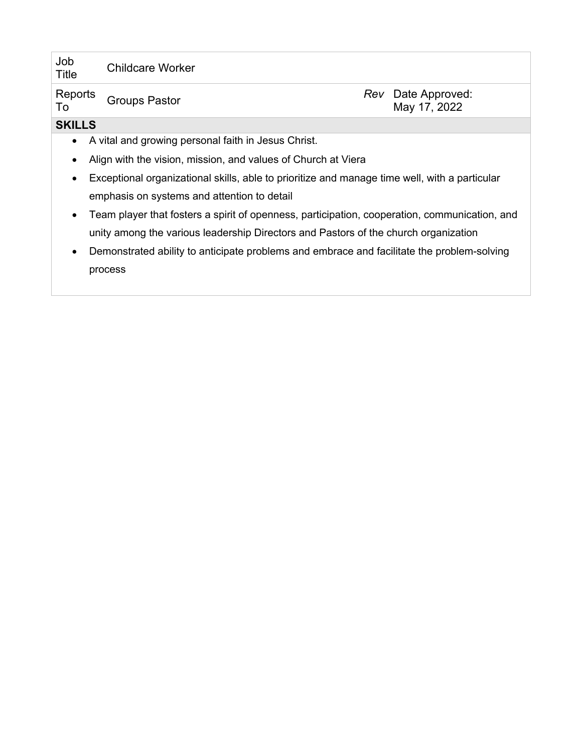| | | | |
|---|---|---|---|
| Job Title | Childcare Worker | | |
| Reports To | Groups Pastor | *Rev* | Date Approved: May 17, 2022 |

**SKILLS**

- A vital and growing personal faith in Jesus Christ.
- Align with the vision, mission, and values of Church at Viera
- Exceptional organizational skills, able to prioritize and manage time well, with a particular emphasis on systems and attention to detail
- Team player that fosters a spirit of openness, participation, cooperation, communication, and unity among the various leadership Directors and Pastors of the church organization
- Demonstrated ability to anticipate problems and embrace and facilitate the problem-solving process